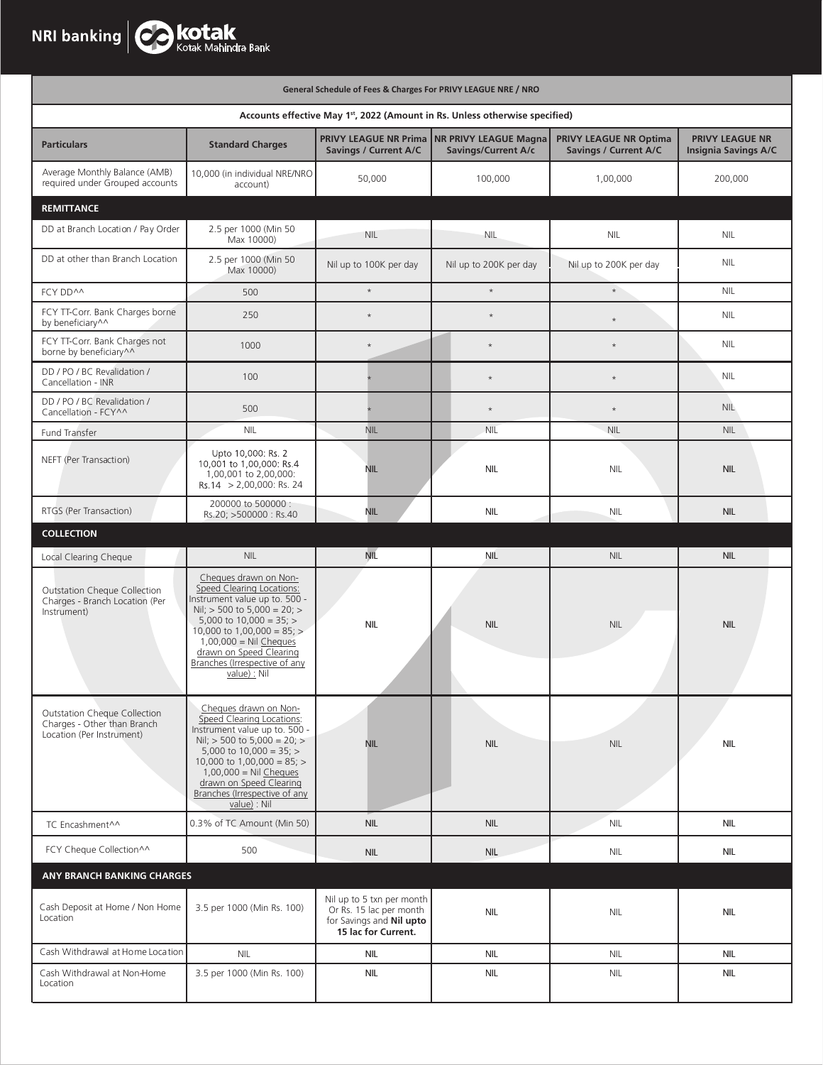| General Schedule of Fees & Charges For PRIVY LEAGUE NRE / NRO | | | | | |
|---|---|---|---|---|---|
| Accounts effective May 1st, 2022 (Amount in Rs. Unless otherwise specified) | | | | | |
| **Particulars** | **Standard Charges** | **PRIVY LEAGUE NR Prima Savings / Current A/C** | **NR PRIVY LEAGUE Magna Savings/Current A/c** | **PRIVY LEAGUE NR Optima Savings / Current A/C** | **PRIVY LEAGUE NR Insignia Savings A/C** |
| Average Monthly Balance (AMB) required under Grouped accounts | 10,000 (in individual NRE/NRO account) | 50,000 | 100,000 | 1,00,000 | 200,000 |
| **REMITTANCE** | | | | | |
| DD at Branch Location / Pay Order | 2.5 per 1000 (Min 50 Max 10000) | NIL | NIL | NIL | NIL |
| DD at other than Branch Location | 2.5 per 1000 (Min 50 Max 10000) | Nil up to 100K per day | Nil up to 200K per day | Nil up to 200K per day | NIL |
| FCY DD^^ | 500 | * | * | * | NIL |
| FCY TT-Corr. Bank Charges borne by beneficiary^^ | 250 | * | * | * | NIL |
| FCY TT-Corr. Bank Charges not borne by beneficiary^^ | 1000 | * | * | * | NIL |
| DD / PO / BC Revalidation / Cancellation - INR | 100 | * | * | * | NIL |
| DD / PO / BC Revalidation / Cancellation - FCY^^ | 500 | * | * | * | NIL |
| Fund Transfer | NIL | NIL | NIL | NIL | NIL |
| NEFT (Per Transaction) | Upto 10,000: Rs. 2 10,001 to 1,00,000: Rs.4 1,00,001 to 2,00,000: Rs.14 > 2,00,000: Rs. 24 | NIL | NIL | NIL | NIL |
| RTGS (Per Transaction) | 200000 to 500000 : Rs.20; >500000 : Rs.40 | NIL | NIL | NIL | NIL |
| **COLLECTION** | | | | | |
| Local Clearing Cheque | NIL | NIL | NIL | NIL | NIL |
| Outstation Cheque Collection Charges - Branch Location (Per Instrument) | Cheques drawn on Non-Speed Clearing Locations: Instrument value up to. 500 - Nil; > 500 to 5,000 = 20; > 5,000 to 10,000 = 35; > 10,000 to 1,00,000 = 85; > 1,00,000 = Nil Cheques drawn on Speed Clearing Branches (Irrespective of any value) : Nil | NIL | NIL | NIL | NIL |
| Outstation Cheque Collection Charges - Other than Branch Location (Per Instrument) | Cheques drawn on Non-Speed Clearing Locations: Instrument value up to. 500 - Nil; > 500 to 5,000 = 20; > 5,000 to 10,000 = 35; > 10,000 to 1,00,000 = 85; > 1,00,000 = Nil Cheques drawn on Speed Clearing Branches (Irrespective of any value) : Nil | NIL | NIL | NIL | NIL |
| TC Encashment^^ | 0.3% of TC Amount (Min 50) | NIL | NIL | NIL | NIL |
| FCY Cheque Collection^^ | 500 | NIL | NIL | NIL | NIL |
| **ANY BRANCH BANKING CHARGES** | | | | | |
| Cash Deposit at Home / Non Home Location | 3.5 per 1000 (Min Rs. 100) | Nil up to 5 txn per month Or Rs. 15 lac per month for Savings and **Nil upto 15 lac for Current.** | NIL | NIL | NIL |
| Cash Withdrawal at Home Location | NIL | NIL | NIL | NIL | NIL |
| Cash Withdrawal at Non-Home Location | 3.5 per 1000 (Min Rs. 100) | NIL | NIL | NIL | NIL |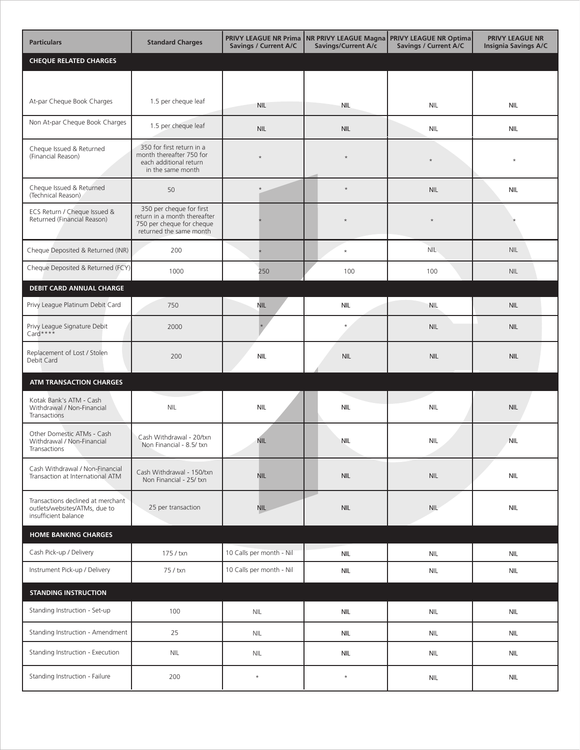| Particulars | Standard Charges | PRIVY LEAGUE NR Prima Savings / Current A/C | NR PRIVY LEAGUE Magna Savings/Current A/c | PRIVY LEAGUE NR Optima Savings / Current A/C | PRIVY LEAGUE NR Insignia Savings A/C |
|---|---|---|---|---|---|
| **CHEQUE RELATED CHARGES** | | | | | |
| At-par Cheque Book Charges | 1.5 per cheque leaf | NIL | NIL | NIL | NIL |
| Non At-par Cheque Book Charges | 1.5 per cheque leaf | NIL | NIL | NIL | NIL |
| Cheque Issued & Returned (Financial Reason) | 350 for first return in a month thereafter 750 for each additional return in the same month | * | * | * | * |
| Cheque Issued & Returned (Technical Reason) | 50 | * | * | NIL | NIL |
| ECS Return / Cheque Issued & Returned (Financial Reason) | 350 per cheque for first return in a month thereafter 750 per cheque for cheque returned the same month | * | * | * | * |
| Cheque Deposited & Returned (INR) | 200 | * | * | NIL | NIL |
| Cheque Deposited & Returned (FCY) | 1000 | 250 | 100 | 100 | NIL |
| **DEBIT CARD ANNUAL CHARGE** | | | | | |
| Privy League Platinum Debit Card | 750 | NIL | NIL | NIL | NIL |
| Privy League Signature Debit Card**** | 2000 | * | * | NIL | NIL |
| Replacement of Lost / Stolen Debit Card | 200 | NIL | NIL | NIL | NIL |
| **ATM TRANSACTION CHARGES** | | | | | |
| Kotak Bank's ATM - Cash Withdrawal / Non-Financial Transactions | NIL | NIL | NIL | NIL | NIL |
| Other Domestic ATMs - Cash Withdrawal / Non-Financial Transactions | Cash Withdrawal - 20/txn Non Financial - 8.5/ txn | NIL | NIL | NIL | NIL |
| Cash Withdrawal / Non-Financial Transaction at International ATM | Cash Withdrawal - 150/txn Non Financial - 25/ txn | NIL | NIL | NIL | NIL |
| Transactions declined at merchant outlets/websites/ATMs, due to insufficient balance | 25 per transaction | NIL | NIL | NIL | NIL |
| **HOME BANKING CHARGES** | | | | | |
| Cash Pick-up / Delivery | 175 / txn | 10 Calls per month - Nil | NIL | NIL | NIL |
| Instrument Pick-up / Delivery | 75 / txn | 10 Calls per month - Nil | NIL | NIL | NIL |
| **STANDING INSTRUCTION** | | | | | |
| Standing Instruction - Set-up | 100 | NIL | NIL | NIL | NIL |
| Standing Instruction - Amendment | 25 | NIL | NIL | NIL | NIL |
| Standing Instruction - Execution | NIL | NIL | NIL | NIL | NIL |
| Standing Instruction - Failure | 200 | * | * | NIL | NIL |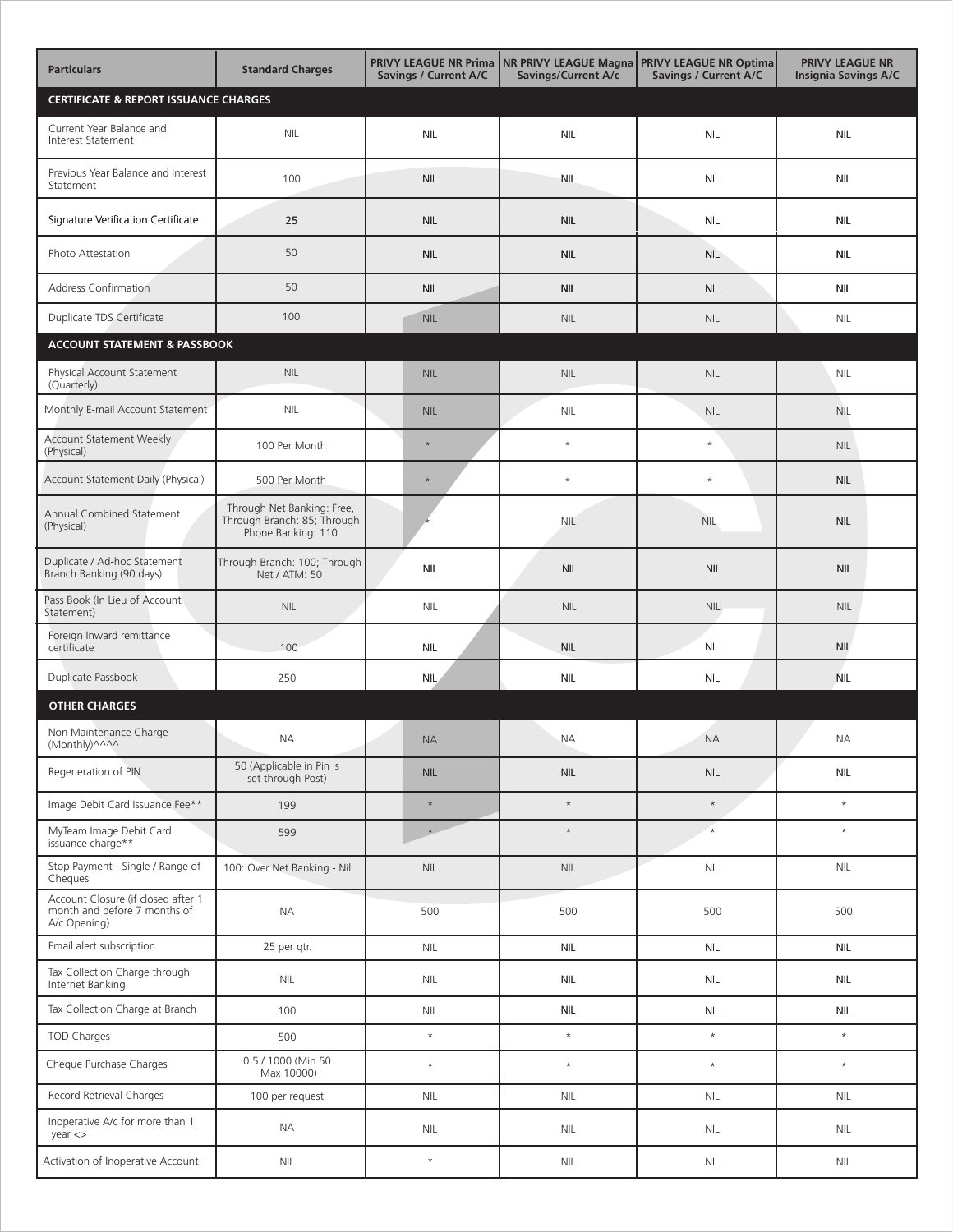| Particulars | Standard Charges | PRIVY LEAGUE NR Prima Savings / Current A/C | NR PRIVY LEAGUE Magna Savings/Current A/c | PRIVY LEAGUE NR Optima Savings / Current A/C | PRIVY LEAGUE NR Insignia Savings A/C |
|---|---|---|---|---|---|
| **CERTIFICATE & REPORT ISSUANCE CHARGES** | | | | | |
| Current Year Balance and Interest Statement | NIL | NIL | NIL | NIL | NIL |
| Previous Year Balance and Interest Statement | 100 | NIL | NIL | NIL | NIL |
| Signature Verification Certificate | 25 | NIL | NIL | NIL | NIL |
| Photo Attestation | 50 | NIL | NIL | NIL | NIL |
| Address Confirmation | 50 | NIL | NIL | NIL | NIL |
| Duplicate TDS Certificate | 100 | NIL | NIL | NIL | NIL |
| **ACCOUNT STATEMENT & PASSBOOK** | | | | | |
| Physical Account Statement (Quarterly) | NIL | NIL | NIL | NIL | NIL |
| Monthly E-mail Account Statement | NIL | NIL | NIL | NIL | NIL |
| Account Statement Weekly (Physical) | 100 Per Month | * | * | * | NIL |
| Account Statement Daily (Physical) | 500 Per Month | * | * | * | NIL |
| Annual Combined Statement (Physical) | Through Net Banking: Free, Through Branch: 85; Through Phone Banking: 110 | * | NIL | NIL | NIL |
| Duplicate / Ad-hoc Statement Branch Banking (90 days) | Through Branch: 100; Through Net / ATM: 50 | NIL | NIL | NIL | NIL |
| Pass Book (In Lieu of Account Statement) | NIL | NIL | NIL | NIL | NIL |
| Foreign Inward remittance certificate | 100 | NIL | NIL | NIL | NIL |
| Duplicate Passbook | 250 | NIL | NIL | NIL | NIL |
| **OTHER CHARGES** | | | | | |
| Non Maintenance Charge (Monthly)^^^^ | NA | NA | NA | NA | NA |
| Regeneration of PIN | 50 (Applicable in Pin is set through Post) | NIL | NIL | NIL | NIL |
| Image Debit Card Issuance Fee** | 199 | * | * | * | * |
| MyTeam Image Debit Card issuance charge** | 599 | * | * | * | * |
| Stop Payment - Single / Range of Cheques | 100: Over Net Banking - Nil | NIL | NIL | NIL | NIL |
| Account Closure (if closed after 1 month and before 7 months of A/c Opening) | NA | 500 | 500 | 500 | 500 |
| Email alert subscription | 25 per qtr. | NIL | NIL | NIL | NIL |
| Tax Collection Charge through Internet Banking | NIL | NIL | NIL | NIL | NIL |
| Tax Collection Charge at Branch | 100 | NIL | NIL | NIL | NIL |
| TOD Charges | 500 | * | * | * | * |
| Cheque Purchase Charges | 0.5 / 1000 (Min 50 Max 10000) | * | * | * | * |
| Record Retrieval Charges | 100 per request | NIL | NIL | NIL | NIL |
| Inoperative A/c for more than 1 year <> | NA | NIL | NIL | NIL | NIL |
| Activation of Inoperative Account | NIL | * | NIL | NIL | NIL |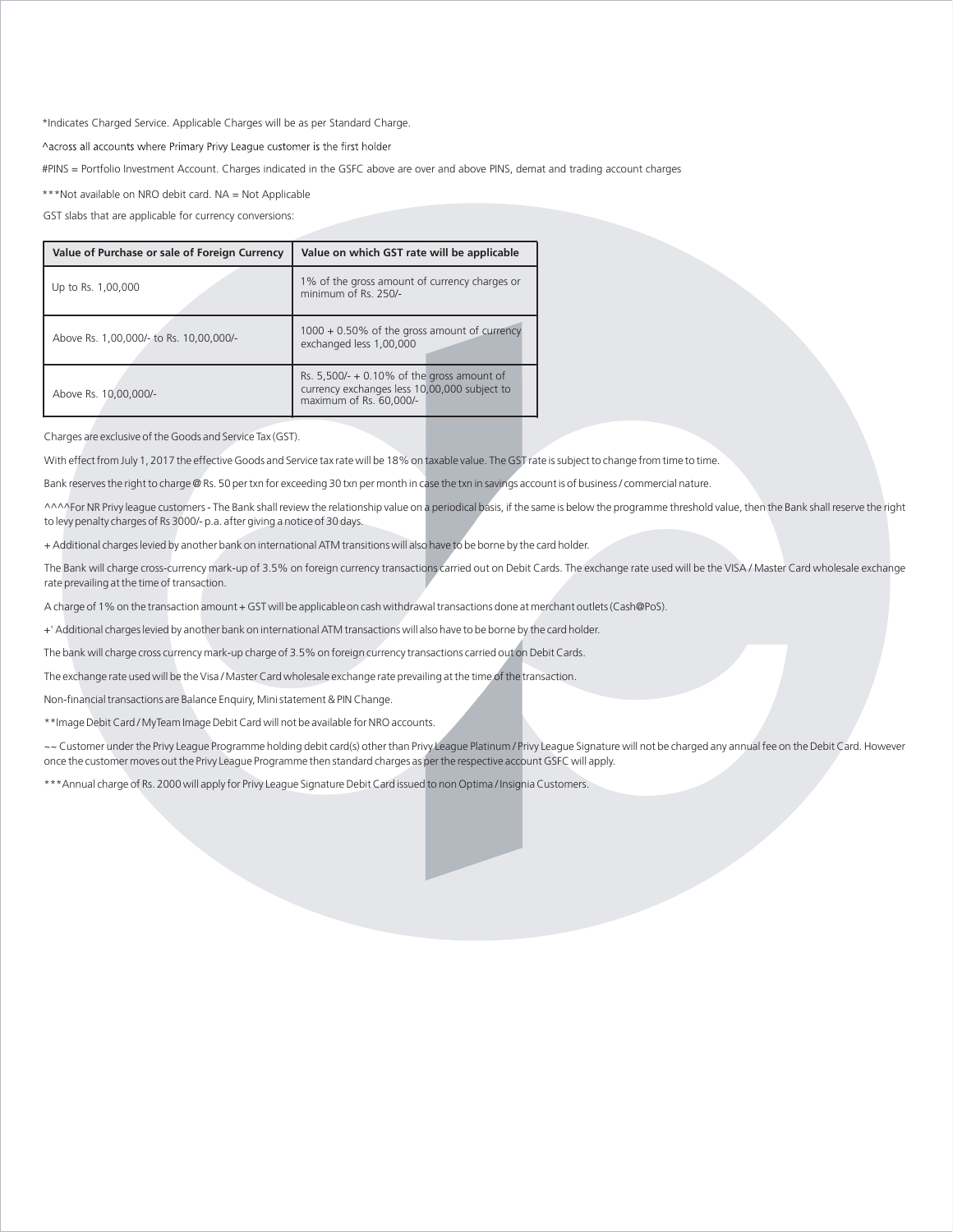*Indicates Charged Service. Applicable Charges will be as per Standard Charge.

^across all accounts where Primary Privy League customer is the first holder

#PINS = Portfolio Investment Account. Charges indicated in the GSFC above are over and above PINS, demat and trading account charges

***Not available on NRO debit card. NA = Not Applicable

GST slabs that are applicable for currency conversions:

| Value of Purchase or sale of Foreign Currency | Value on which GST rate will be applicable |
|---|---|
| Up to Rs. 1,00,000 | 1% of the gross amount of currency charges or minimum of Rs. 250/- |
| Above Rs. 1,00,000/- to Rs. 10,00,000/- | 1000 + 0.50% of the gross amount of currency exchanged less 1,00,000 |
| Above Rs. 10,00,000/- | Rs. 5,500/- + 0.10% of the gross amount of currency exchanges less 10,00,000 subject to maximum of Rs. 60,000/- |

Charges are exclusive of the Goods and Service Tax (GST).

With effect from July 1, 2017 the effective Goods and Service tax rate will be 18% on taxable value. The GST rate is subject to change from time to time.

Bank reserves the right to charge @ Rs. 50 per txn for exceeding 30 txn per month in case the txn in savings account is of business / commercial nature.

^^^^For NR Privy league customers - The Bank shall review the relationship value on a periodical basis, if the same is below the programme threshold value, then the Bank shall reserve the right to levy penalty charges of Rs 3000/- p.a. after giving a notice of 30 days.

+ Additional charges levied by another bank on international ATM transitions will also have to be borne by the card holder.

The Bank will charge cross-currency mark-up of 3.5% on foreign currency transactions carried out on Debit Cards. The exchange rate used will be the VISA / Master Card wholesale exchange rate prevailing at the time of transaction.

A charge of 1% on the transaction amount + GST will be applicable on cash withdrawal transactions done at merchant outlets (Cash@PoS).

+' Additional charges levied by another bank on international ATM transactions will also have to be borne by the card holder.

The bank will charge cross currency mark-up charge of 3.5% on foreign currency transactions carried out on Debit Cards.

The exchange rate used will be the Visa / Master Card wholesale exchange rate prevailing at the time of the transaction.

Non-financial transactions are Balance Enquiry, Mini statement & PIN Change.

**Image Debit Card / MyTeam Image Debit Card will not be available for NRO accounts.

~~ Customer under the Privy League Programme holding debit card(s) other than Privy League Platinum / Privy League Signature will not be charged any annual fee on the Debit Card. However once the customer moves out the Privy League Programme then standard charges as per the respective account GSFC will apply.

***Annual charge of Rs. 2000 will apply for Privy League Signature Debit Card issued to non Optima / Insignia Customers.